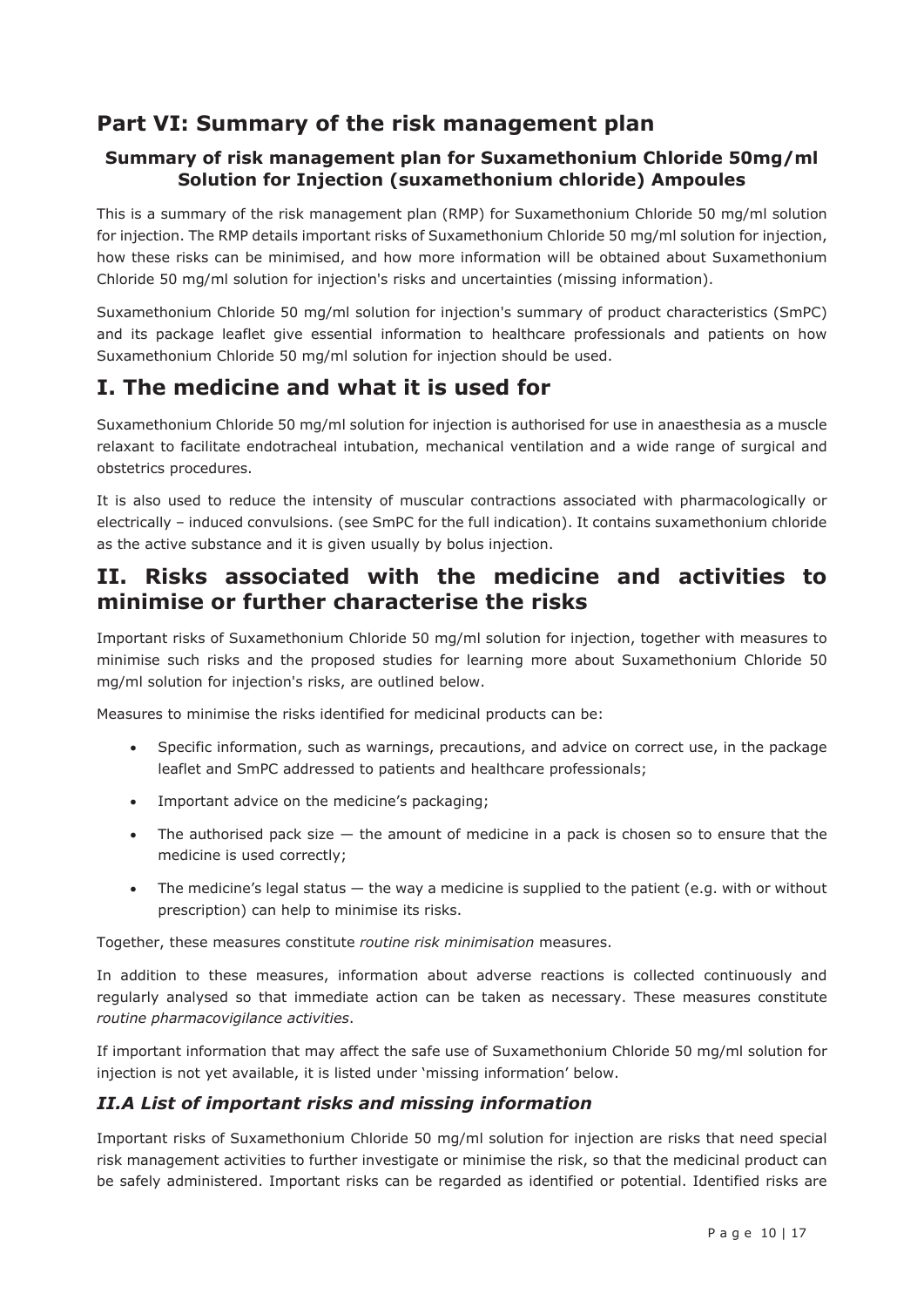# Part VI: Summary of the risk management plan

### Summary of risk management plan for Suxamethonium Chloride 50mg/ml Solution for Injection (suxamethonium chloride) Ampoules

This is a summary of the risk management plan (RMP) for Suxamethonium Chloride 50 mg/ml solution for injection. The RMP details important risks of Suxamethonium Chloride 50 mg/ml solution for injection, how these risks can be minimised, and how more information will be obtained about Suxamethonium Chloride 50 mg/ml solution for injection's risks and uncertainties (missing information).

Suxamethonium Chloride 50 mg/ml solution for injection's summary of product characteristics (SmPC) and its package leaflet give essential information to healthcare professionals and patients on how Suxamethonium Chloride 50 mg/ml solution for injection should be used.

# I. The medicine and what it is used for

Suxamethonium Chloride 50 mg/ml solution for injection is authorised for use in anaesthesia as a muscle relaxant to facilitate endotracheal intubation, mechanical ventilation and a wide range of surgical and obstetrics procedures.

It is also used to reduce the intensity of muscular contractions associated with pharmacologically or electrically – induced convulsions. (see SmPC for the full indication). It contains suxamethonium chloride as the active substance and it is given usually by bolus injection.

# II. Risks associated with the medicine and activities to minimise or further characterise the risks

Important risks of Suxamethonium Chloride 50 mg/ml solution for injection, together with measures to minimise such risks and the proposed studies for learning more about Suxamethonium Chloride 50 mg/ml solution for injection's risks, are outlined below.

Measures to minimise the risks identified for medicinal products can be:

- Specific information, such as warnings, precautions, and advice on correct use, in the package leaflet and SmPC addressed to patients and healthcare professionals;
- Important advice on the medicine's packaging;
- The authorised pack size — the amount of medicine in a pack is chosen so to ensure that the medicine is used correctly;
- The medicine's legal status — the way a medicine is supplied to the patient (e.g. with or without prescription) can help to minimise its risks.

Together, these measures constitute *routine risk minimisation* measures.

In addition to these measures, information about adverse reactions is collected continuously and regularly analysed so that immediate action can be taken as necessary. These measures constitute *routine pharmacovigilance activities*.

If important information that may affect the safe use of Suxamethonium Chloride 50 mg/ml solution for injection is not yet available, it is listed under 'missing information' below.

### *II.A List of important risks and missing information*

Important risks of Suxamethonium Chloride 50 mg/ml solution for injection are risks that need special risk management activities to further investigate or minimise the risk, so that the medicinal product can be safely administered. Important risks can be regarded as identified or potential. Identified risks are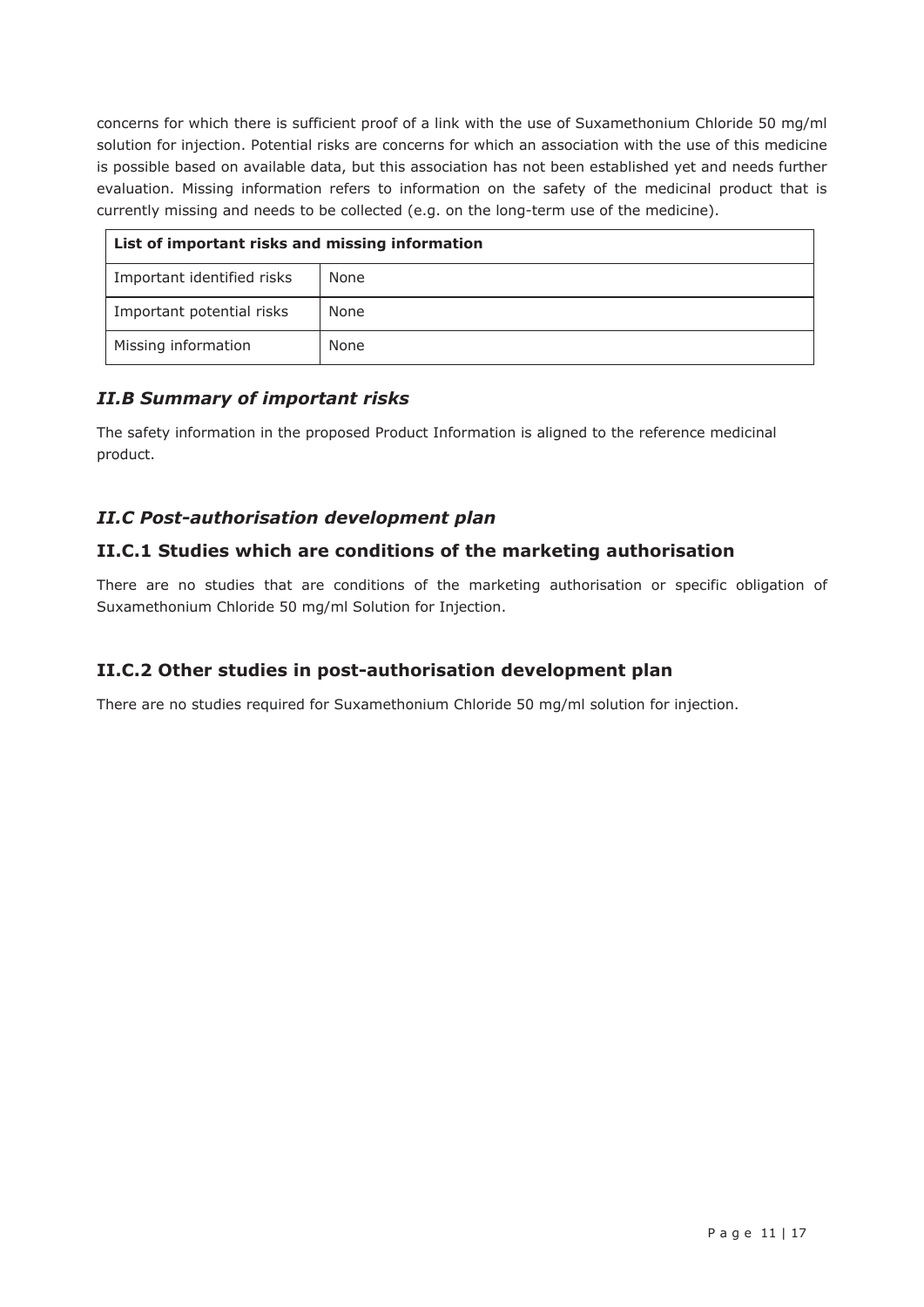concerns for which there is sufficient proof of a link with the use of Suxamethonium Chloride 50 mg/ml solution for injection. Potential risks are concerns for which an association with the use of this medicine is possible based on available data, but this association has not been established yet and needs further evaluation. Missing information refers to information on the safety of the medicinal product that is currently missing and needs to be collected (e.g. on the long-term use of the medicine).

| **List of important risks and missing information** | |
|---|---|
| Important identified risks | None |
| Important potential risks | None |
| Missing information | None |

## *II.B Summary of important risks*

The safety information in the proposed Product Information is aligned to the reference medicinal product.

## *II.C Post-authorisation development plan*

### II.C.1 Studies which are conditions of the marketing authorisation

There are no studies that are conditions of the marketing authorisation or specific obligation of Suxamethonium Chloride 50 mg/ml Solution for Injection.

### II.C.2 Other studies in post-authorisation development plan

There are no studies required for Suxamethonium Chloride 50 mg/ml solution for injection.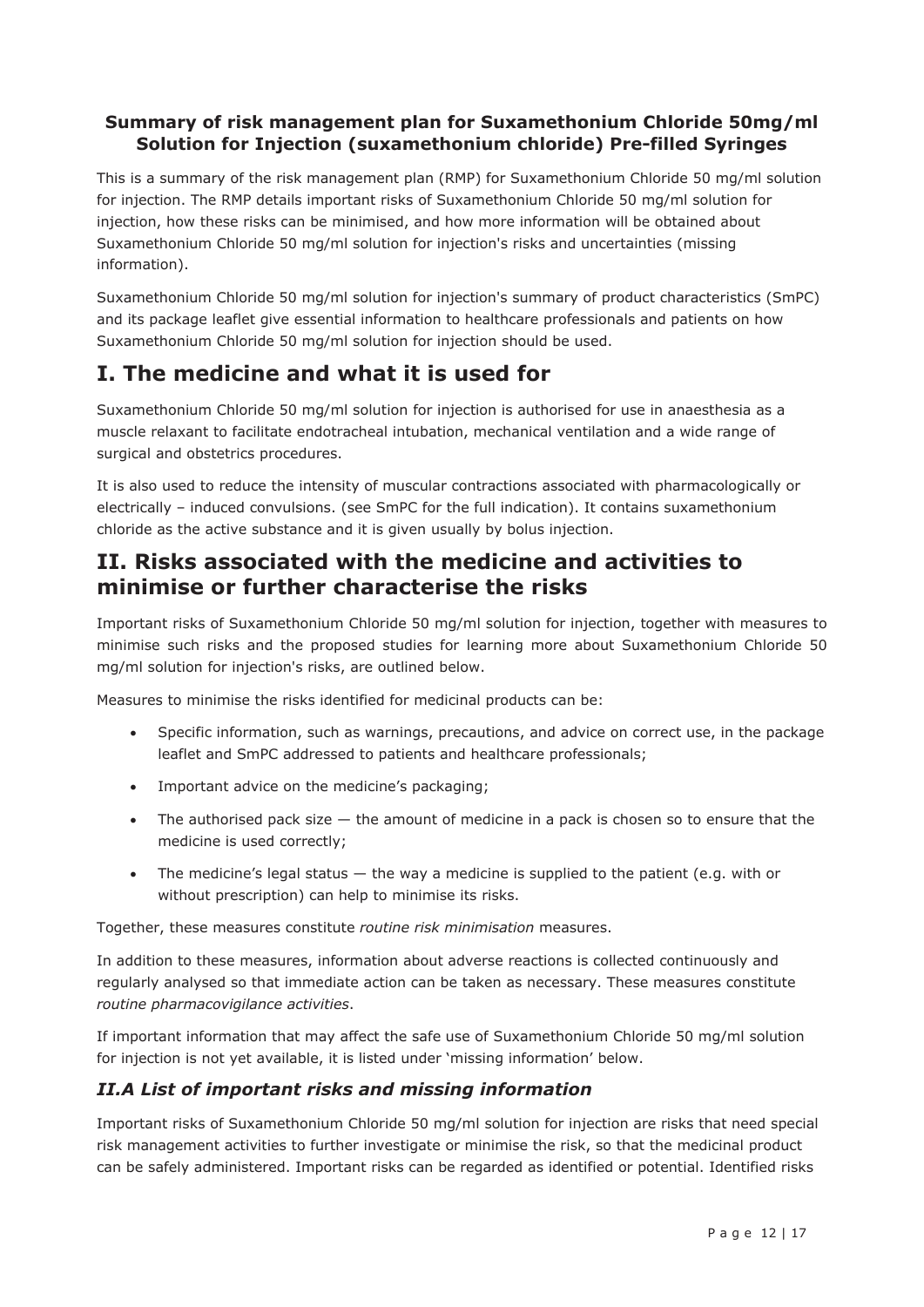**Summary of risk management plan for Suxamethonium Chloride 50mg/ml Solution for Injection (suxamethonium chloride) Pre-filled Syringes**

This is a summary of the risk management plan (RMP) for Suxamethonium Chloride 50 mg/ml solution for injection. The RMP details important risks of Suxamethonium Chloride 50 mg/ml solution for injection, how these risks can be minimised, and how more information will be obtained about Suxamethonium Chloride 50 mg/ml solution for injection's risks and uncertainties (missing information).

Suxamethonium Chloride 50 mg/ml solution for injection's summary of product characteristics (SmPC) and its package leaflet give essential information to healthcare professionals and patients on how Suxamethonium Chloride 50 mg/ml solution for injection should be used.

# I. The medicine and what it is used for

Suxamethonium Chloride 50 mg/ml solution for injection is authorised for use in anaesthesia as a muscle relaxant to facilitate endotracheal intubation, mechanical ventilation and a wide range of surgical and obstetrics procedures.

It is also used to reduce the intensity of muscular contractions associated with pharmacologically or electrically – induced convulsions. (see SmPC for the full indication). It contains suxamethonium chloride as the active substance and it is given usually by bolus injection.

# II. Risks associated with the medicine and activities to minimise or further characterise the risks

Important risks of Suxamethonium Chloride 50 mg/ml solution for injection, together with measures to minimise such risks and the proposed studies for learning more about Suxamethonium Chloride 50 mg/ml solution for injection's risks, are outlined below.

Measures to minimise the risks identified for medicinal products can be:

- Specific information, such as warnings, precautions, and advice on correct use, in the package leaflet and SmPC addressed to patients and healthcare professionals;
- Important advice on the medicine's packaging;
- The authorised pack size — the amount of medicine in a pack is chosen so to ensure that the medicine is used correctly;
- The medicine's legal status — the way a medicine is supplied to the patient (e.g. with or without prescription) can help to minimise its risks.

Together, these measures constitute *routine risk minimisation* measures.

In addition to these measures, information about adverse reactions is collected continuously and regularly analysed so that immediate action can be taken as necessary. These measures constitute *routine pharmacovigilance activities*.

If important information that may affect the safe use of Suxamethonium Chloride 50 mg/ml solution for injection is not yet available, it is listed under 'missing information' below.

## *II.A List of important risks and missing information*

Important risks of Suxamethonium Chloride 50 mg/ml solution for injection are risks that need special risk management activities to further investigate or minimise the risk, so that the medicinal product can be safely administered. Important risks can be regarded as identified or potential. Identified risks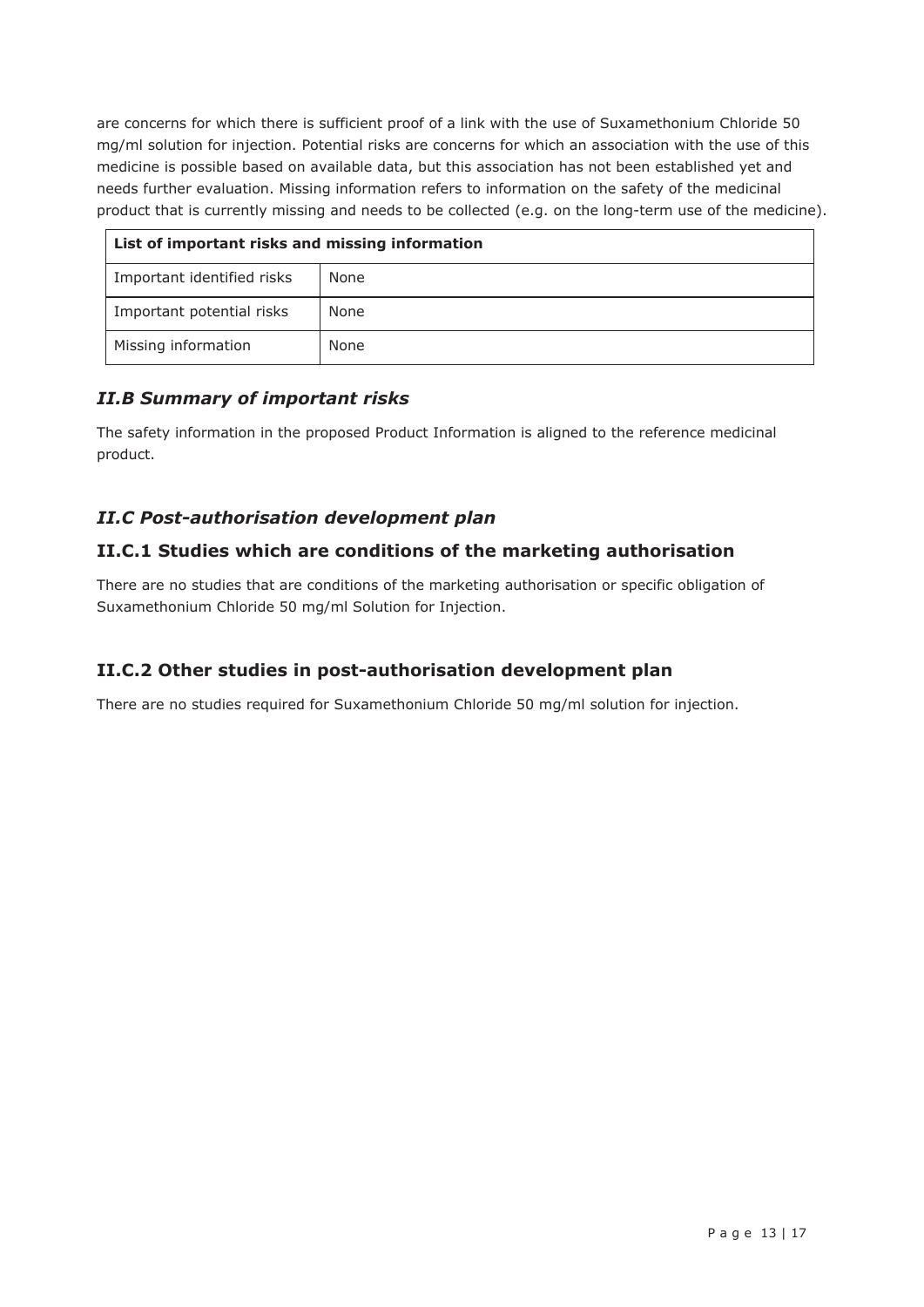are concerns for which there is sufficient proof of a link with the use of Suxamethonium Chloride 50 mg/ml solution for injection. Potential risks are concerns for which an association with the use of this medicine is possible based on available data, but this association has not been established yet and needs further evaluation. Missing information refers to information on the safety of the medicinal product that is currently missing and needs to be collected (e.g. on the long-term use of the medicine).

| **List of important risks and missing information** | |
|---|---|
| Important identified risks | None |
| Important potential risks | None |
| Missing information | None |

## *II.B Summary of important risks*

The safety information in the proposed Product Information is aligned to the reference medicinal product.

## *II.C Post-authorisation development plan*

### II.C.1 Studies which are conditions of the marketing authorisation

There are no studies that are conditions of the marketing authorisation or specific obligation of Suxamethonium Chloride 50 mg/ml Solution for Injection.

### II.C.2 Other studies in post-authorisation development plan

There are no studies required for Suxamethonium Chloride 50 mg/ml solution for injection.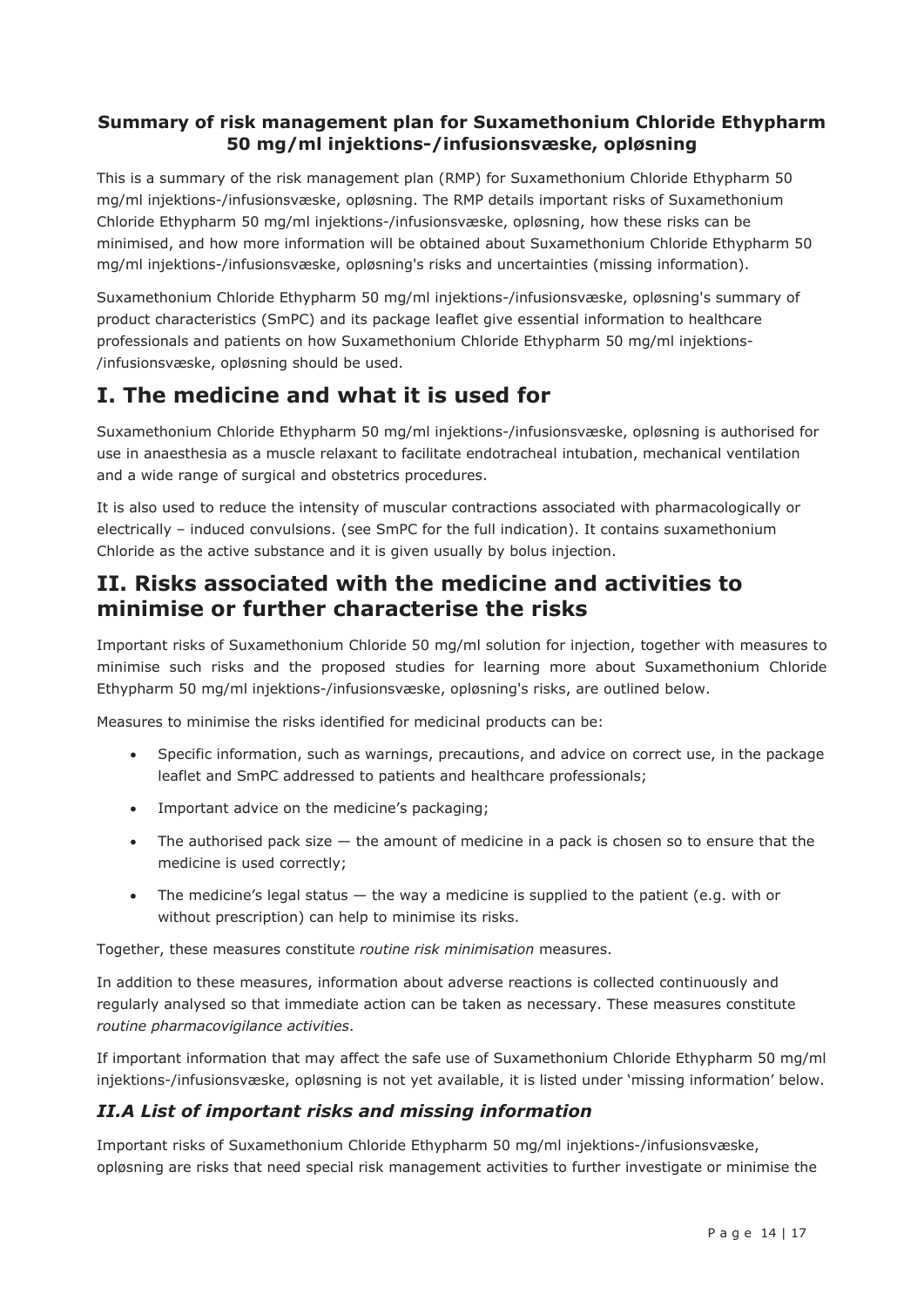## Summary of risk management plan for Suxamethonium Chloride Ethypharm 50 mg/ml injektions-/infusionsvæske, opløsning

This is a summary of the risk management plan (RMP) for Suxamethonium Chloride Ethypharm 50 mg/ml injektions-/infusionsvæske, opløsning. The RMP details important risks of Suxamethonium Chloride Ethypharm 50 mg/ml injektions-/infusionsvæske, opløsning, how these risks can be minimised, and how more information will be obtained about Suxamethonium Chloride Ethypharm 50 mg/ml injektions-/infusionsvæske, opløsning's risks and uncertainties (missing information).

Suxamethonium Chloride Ethypharm 50 mg/ml injektions-/infusionsvæske, opløsning's summary of product characteristics (SmPC) and its package leaflet give essential information to healthcare professionals and patients on how Suxamethonium Chloride Ethypharm 50 mg/ml injektions-/infusionsvæske, opløsning should be used.

# I. The medicine and what it is used for

Suxamethonium Chloride Ethypharm 50 mg/ml injektions-/infusionsvæske, opløsning is authorised for use in anaesthesia as a muscle relaxant to facilitate endotracheal intubation, mechanical ventilation and a wide range of surgical and obstetrics procedures.

It is also used to reduce the intensity of muscular contractions associated with pharmacologically or electrically – induced convulsions. (see SmPC for the full indication). It contains suxamethonium Chloride as the active substance and it is given usually by bolus injection.

# II. Risks associated with the medicine and activities to minimise or further characterise the risks

Important risks of Suxamethonium Chloride 50 mg/ml solution for injection, together with measures to minimise such risks and the proposed studies for learning more about Suxamethonium Chloride Ethypharm 50 mg/ml injektions-/infusionsvæske, opløsning's risks, are outlined below.

Measures to minimise the risks identified for medicinal products can be:

- Specific information, such as warnings, precautions, and advice on correct use, in the package leaflet and SmPC addressed to patients and healthcare professionals;
- Important advice on the medicine's packaging;
- The authorised pack size — the amount of medicine in a pack is chosen so to ensure that the medicine is used correctly;
- The medicine's legal status — the way a medicine is supplied to the patient (e.g. with or without prescription) can help to minimise its risks.

Together, these measures constitute *routine risk minimisation* measures.

In addition to these measures, information about adverse reactions is collected continuously and regularly analysed so that immediate action can be taken as necessary. These measures constitute *routine pharmacovigilance activities*.

If important information that may affect the safe use of Suxamethonium Chloride Ethypharm 50 mg/ml injektions-/infusionsvæske, opløsning is not yet available, it is listed under 'missing information' below.

### *II.A List of important risks and missing information*

Important risks of Suxamethonium Chloride Ethypharm 50 mg/ml injektions-/infusionsvæske, opløsning are risks that need special risk management activities to further investigate or minimise the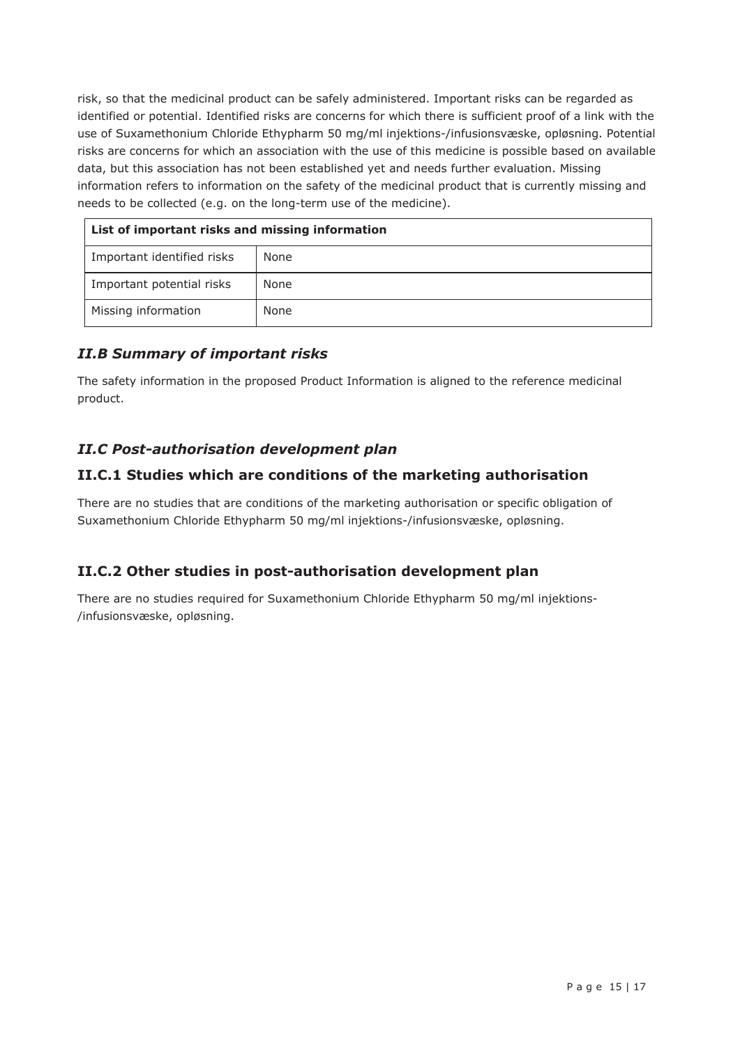risk, so that the medicinal product can be safely administered. Important risks can be regarded as identified or potential. Identified risks are concerns for which there is sufficient proof of a link with the use of Suxamethonium Chloride Ethypharm 50 mg/ml injektions-/infusionsvæske, opløsning. Potential risks are concerns for which an association with the use of this medicine is possible based on available data, but this association has not been established yet and needs further evaluation. Missing information refers to information on the safety of the medicinal product that is currently missing and needs to be collected (e.g. on the long-term use of the medicine).

| **List of important risks and missing information** | |
|---|---|
| Important identified risks | None |
| Important potential risks | None |
| Missing information | None |

## *II.B Summary of important risks*

The safety information in the proposed Product Information is aligned to the reference medicinal product.

## *II.C Post-authorisation development plan*

### II.C.1 Studies which are conditions of the marketing authorisation

There are no studies that are conditions of the marketing authorisation or specific obligation of Suxamethonium Chloride Ethypharm 50 mg/ml injektions-/infusionsvæske, opløsning.

### II.C.2 Other studies in post-authorisation development plan

There are no studies required for Suxamethonium Chloride Ethypharm 50 mg/ml injektions-/infusionsvæske, opløsning.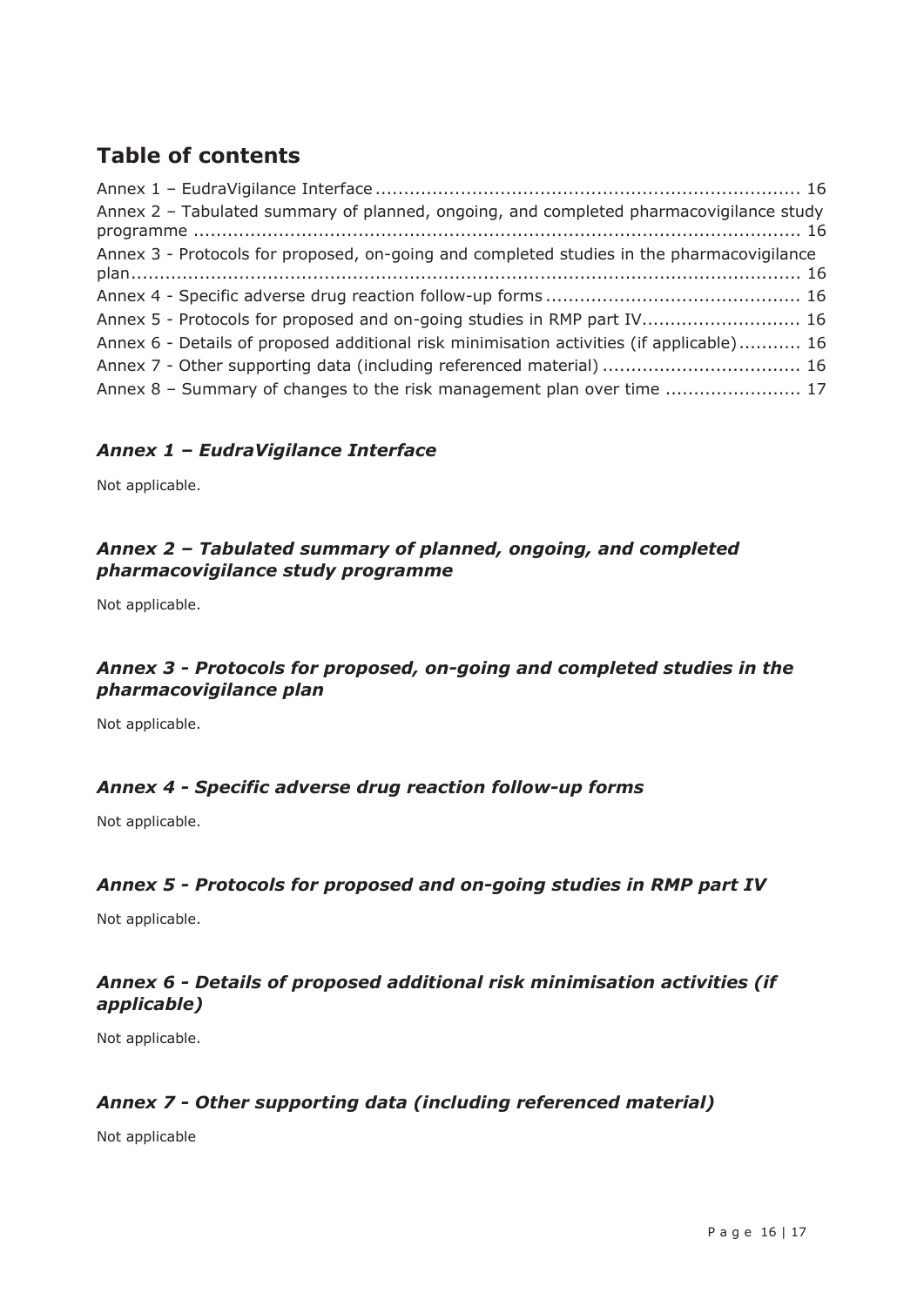# Table of contents

Annex 1 – EudraVigilance Interface ........................................................................ 16
Annex 2 – Tabulated summary of planned, ongoing, and completed pharmacovigilance study programme ........................................................................................................ 16
Annex 3 - Protocols for proposed, on-going and completed studies in the pharmacovigilance plan....................................................................................................................... 16
Annex 4 - Specific adverse drug reaction follow-up forms ........................................... 16
Annex 5 - Protocols for proposed and on-going studies in RMP part IV........................... 16
Annex 6 - Details of proposed additional risk minimisation activities (if applicable) .......... 16
Annex 7 - Other supporting data (including referenced material) .................................. 16
Annex 8 – Summary of changes to the risk management plan over time ....................... 17

### *Annex 1 – EudraVigilance Interface*

Not applicable.

### *Annex 2 – Tabulated summary of planned, ongoing, and completed pharmacovigilance study programme*

Not applicable.

### *Annex 3 - Protocols for proposed, on-going and completed studies in the pharmacovigilance plan*

Not applicable.

### *Annex 4 - Specific adverse drug reaction follow-up forms*

Not applicable.

### *Annex 5 - Protocols for proposed and on-going studies in RMP part IV*

Not applicable.

### *Annex 6 - Details of proposed additional risk minimisation activities (if applicable)*

Not applicable.

### *Annex 7 - Other supporting data (including referenced material)*

Not applicable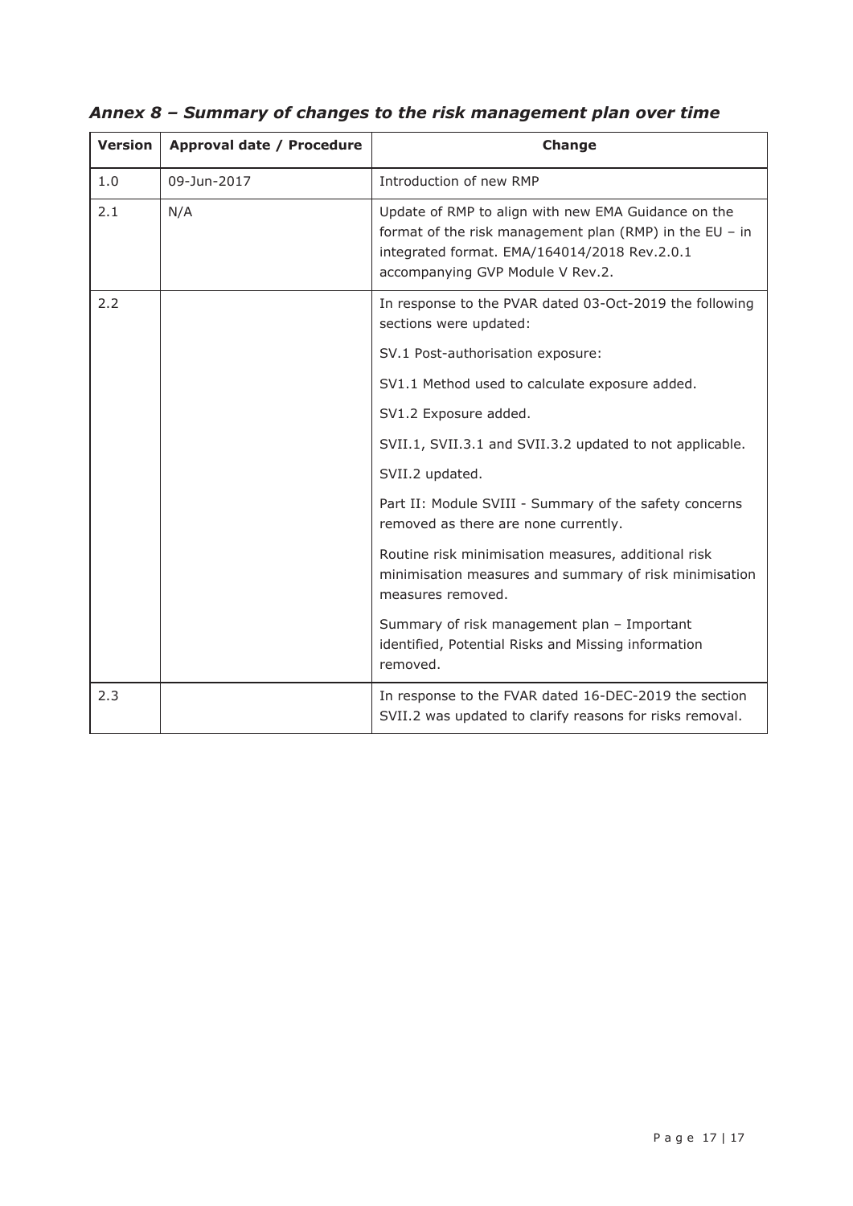## *Annex 8 – Summary of changes to the risk management plan over time*

| Version | Approval date / Procedure | Change |
|---|---|---|
| 1.0 | 09-Jun-2017 | Introduction of new RMP |
| 2.1 | N/A | Update of RMP to align with new EMA Guidance on the format of the risk management plan (RMP) in the EU – in integrated format. EMA/164014/2018 Rev.2.0.1 accompanying GVP Module V Rev.2. |
| 2.2 | | In response to the PVAR dated 03-Oct-2019 the following sections were updated:<br><br>SV.1 Post-authorisation exposure:<br><br>SV1.1 Method used to calculate exposure added.<br><br>SV1.2 Exposure added.<br><br>SVII.1, SVII.3.1 and SVII.3.2 updated to not applicable.<br><br>SVII.2 updated.<br><br>Part II: Module SVIII - Summary of the safety concerns removed as there are none currently.<br><br>Routine risk minimisation measures, additional risk minimisation measures and summary of risk minimisation measures removed.<br><br>Summary of risk management plan – Important identified, Potential Risks and Missing information removed. |
| 2.3 | | In response to the FVAR dated 16-DEC-2019 the section SVII.2 was updated to clarify reasons for risks removal. |